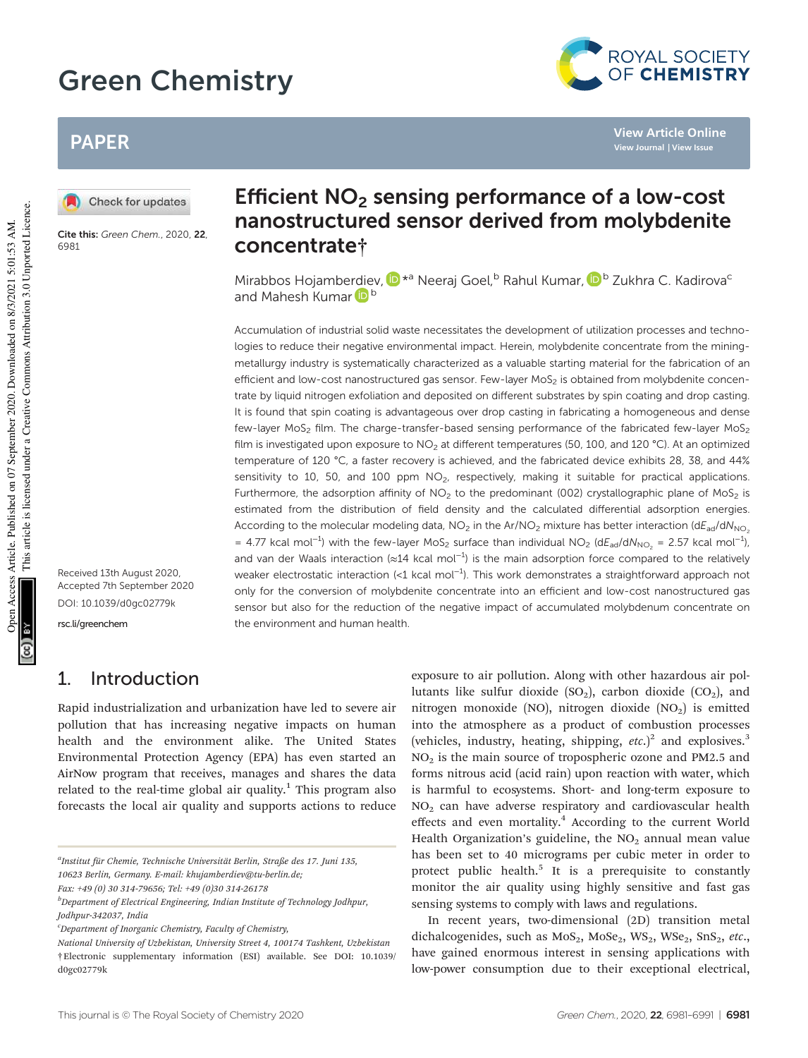# Efficient $NO_2$ sensing performance of a low-cost nanostructured sensor derived from molybdenite concentrate†

Mirabbos Hojamberdiev,*[a] Neeraj Goel,[b] Rahul Kumar,[b] Zukhra C. Kadirova[c] and Mahesh Kumar[b]

Cite this: *Green Chem.*, 2020, **22**, 6981

Received 13th August 2020, Accepted 7th September 2020

DOI: 10.1039/d0gc02779k

rsc.li/greenchem

Accumulation of industrial solid waste necessitates the development of utilization processes and technologies to reduce their negative environmental impact. Herein, molybdenite concentrate from the mining-metallurgy industry is systematically characterized as a valuable starting material for the fabrication of an efficient and low-cost nanostructured gas sensor. Few-layer $MoS_2$ is obtained from molybdenite concentrate by liquid nitrogen exfoliation and deposited on different substrates by spin coating and drop casting. It is found that spin coating is advantageous over drop casting in fabricating a homogeneous and dense few-layer $MoS_2$ film. The charge-transfer-based sensing performance of the fabricated few-layer $MoS_2$ film is investigated upon exposure to $NO_2$ at different temperatures (50, 100, and 120 °C). At an optimized temperature of 120 °C, a faster recovery is achieved, and the fabricated device exhibits 28, 38, and 44% sensitivity to 10, 50, and 100 ppm $NO_2$, respectively, making it suitable for practical applications. Furthermore, the adsorption affinity of $NO_2$ to the predominant (002) crystallographic plane of $MoS_2$ is estimated from the distribution of field density and the calculated differential adsorption energies. According to the molecular modeling data, $NO_2$ in the $Ar/NO_2$ mixture has better interaction ($dE_{ad}/dN_{NO_2}$ = 4.77 kcal $mol^{-1}$) with the few-layer $MoS_2$ surface than individual $NO_2$ ($dE_{ad}/dN_{NO_2}$ = 2.57 kcal $mol^{-1}$), and van der Waals interaction (≈14 kcal $mol^{-1}$) is the main adsorption force compared to the relatively weaker electrostatic interaction (<1 kcal $mol^{-1}$). This work demonstrates a straightforward approach not only for the conversion of molybdenite concentrate into an efficient and low-cost nanostructured gas sensor but also for the reduction of the negative impact of accumulated molybdenum concentrate on the environment and human health.

## 1. Introduction

Rapid industrialization and urbanization have led to severe air pollution that has increasing negative impacts on human health and the environment alike. The United States Environmental Protection Agency (EPA) has even started an AirNow program that receives, manages and shares the data related to the real-time global air quality.[1] This program also forecasts the local air quality and supports actions to reduce exposure to air pollution. Along with other hazardous air pollutants like sulfur dioxide ($SO_2$), carbon dioxide ($CO_2$), and nitrogen monoxide (NO), nitrogen dioxide ($NO_2$) is emitted into the atmosphere as a product of combustion processes (vehicles, industry, heating, shipping, *etc.*)[2] and explosives.[3] $NO_2$ is the main source of tropospheric ozone and PM2.5 and forms nitrous acid (acid rain) upon reaction with water, which is harmful to ecosystems. Short- and long-term exposure to $NO_2$ can have adverse respiratory and cardiovascular health effects and even mortality.[4] According to the current World Health Organization's guideline, the $NO_2$ annual mean value has been set to 40 micrograms per cubic meter in order to protect public health.[5] It is a prerequisite to constantly monitor the air quality using highly sensitive and fast gas sensing systems to comply with laws and regulations.

In recent years, two-dimensional (2D) transition metal dichalcogenides, such as $MoS_2$, $MoSe_2$, $WS_2$, $WSe_2$, $SnS_2$, *etc.*, have gained enormous interest in sensing applications with low-power consumption due to their exceptional electrical,

---

[a] Institut für Chemie, Technische Universität Berlin, Straße des 17. Juni 135, 10623 Berlin, Germany. E-mail: khujamberdiev@tu-berlin.de; Fax: +49 (0) 30 314-79656; Tel: +49 (0)30 314-26178

[b] Department of Electrical Engineering, Indian Institute of Technology Jodhpur, Jodhpur-342037, India

[c] Department of Inorganic Chemistry, Faculty of Chemistry, National University of Uzbekistan, University Street 4, 100174 Tashkent, Uzbekistan

† Electronic supplementary information (ESI) available. See DOI: 10.1039/d0gc02779k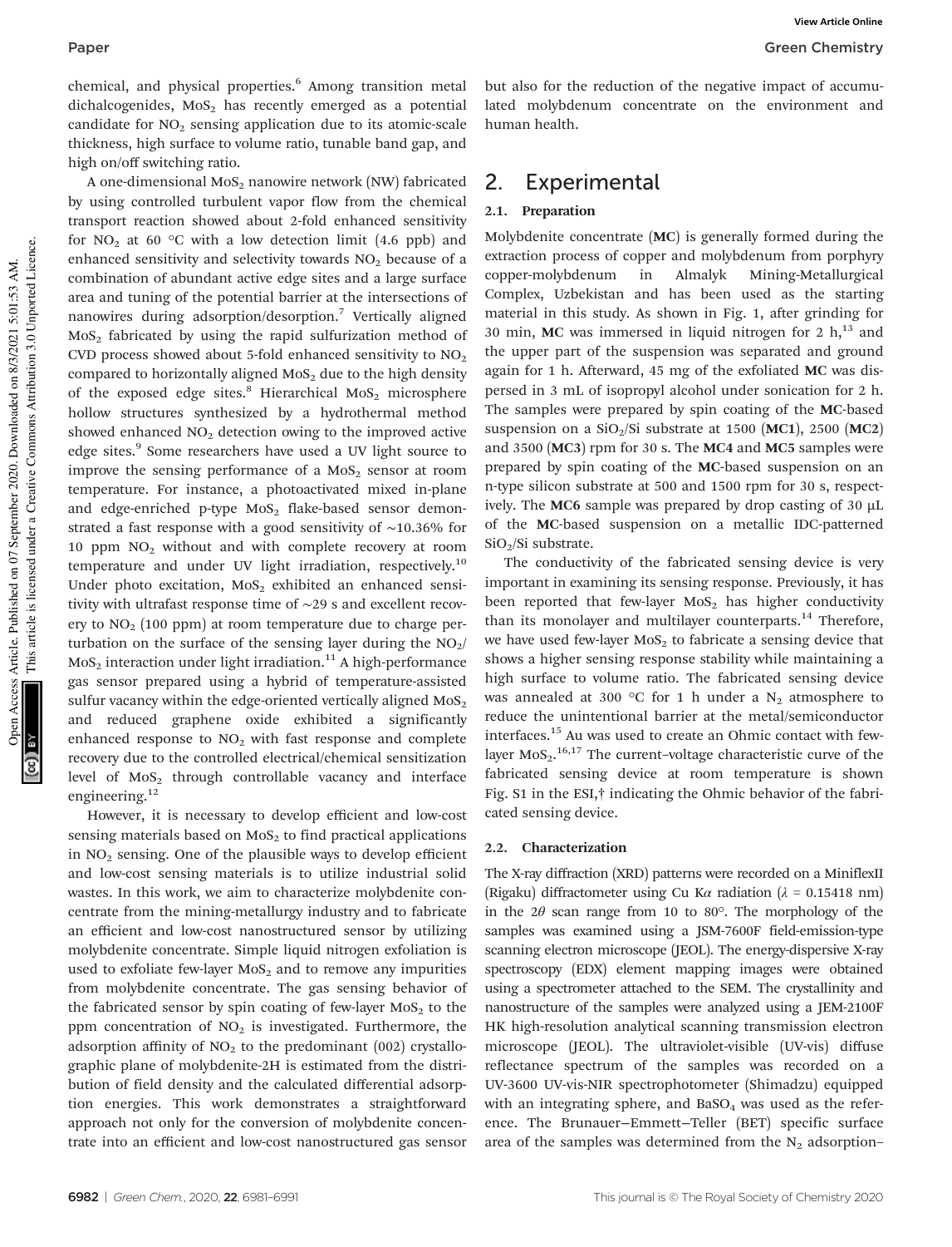chemical, and physical properties.[6] Among transition metal dichalcogenides, $MoS_2$ has recently emerged as a potential candidate for $NO_2$ sensing application due to its atomic-scale thickness, high surface to volume ratio, tunable band gap, and high on/off switching ratio.

A one-dimensional $MoS_2$ nanowire network (NW) fabricated by using controlled turbulent vapor flow from the chemical transport reaction showed about 2-fold enhanced sensitivity for $NO_2$ at 60 °C with a low detection limit (4.6 ppb) and enhanced sensitivity and selectivity towards $NO_2$ because of a combination of abundant active edge sites and a large surface area and tuning of the potential barrier at the intersections of nanowires during adsorption/desorption.[7] Vertically aligned $MoS_2$ fabricated by using the rapid sulfurization method of CVD process showed about 5-fold enhanced sensitivity to $NO_2$ compared to horizontally aligned $MoS_2$ due to the high density of the exposed edge sites.[8] Hierarchical $MoS_2$ microsphere hollow structures synthesized by a hydrothermal method showed enhanced $NO_2$ detection owing to the improved active edge sites.[9] Some researchers have used a UV light source to improve the sensing performance of a $MoS_2$ sensor at room temperature. For instance, a photoactivated mixed in-plane and edge-enriched p-type $MoS_2$ flake-based sensor demonstrated a fast response with a good sensitivity of ∼10.36% for 10 ppm $NO_2$ without and with complete recovery at room temperature and under UV light irradiation, respectively.[10] Under photo excitation, $MoS_2$ exhibited an enhanced sensitivity with ultrafast response time of ∼29 s and excellent recovery to $NO_2$ (100 ppm) at room temperature due to charge perturbation on the surface of the sensing layer during the $NO_2$/$MoS_2$ interaction under light irradiation.[11] A high-performance gas sensor prepared using a hybrid of temperature-assisted sulfur vacancy within the edge-oriented vertically aligned $MoS_2$ and reduced graphene oxide exhibited a significantly enhanced response to $NO_2$ with fast response and complete recovery due to the controlled electrical/chemical sensitization level of $MoS_2$ through controllable vacancy and interface engineering.[12]

However, it is necessary to develop efficient and low-cost sensing materials based on $MoS_2$ to find practical applications in $NO_2$ sensing. One of the plausible ways to develop efficient and low-cost sensing materials is to utilize industrial solid wastes. In this work, we aim to characterize molybdenite concentrate from the mining-metallurgy industry and to fabricate an efficient and low-cost nanostructured sensor by utilizing molybdenite concentrate. Simple liquid nitrogen exfoliation is used to exfoliate few-layer $MoS_2$ and to remove any impurities from molybdenite concentrate. The gas sensing behavior of the fabricated sensor by spin coating of few-layer $MoS_2$ to the ppm concentration of $NO_2$ is investigated. Furthermore, the adsorption affinity of $NO_2$ to the predominant (002) crystallographic plane of molybdenite-2H is estimated from the distribution of field density and the calculated differential adsorption energies. This work demonstrates a straightforward approach not only for the conversion of molybdenite concentrate into an efficient and low-cost nanostructured gas sensor but also for the reduction of the negative impact of accumulated molybdenum concentrate on the environment and human health.

## 2. Experimental

### 2.1. Preparation

Molybdenite concentrate (**MC**) is generally formed during the extraction process of copper and molybdenum from porphyry copper-molybdenum in Almalyk Mining-Metallurgical Complex, Uzbekistan and has been used as the starting material in this study. As shown in Fig. 1, after grinding for 30 min, **MC** was immersed in liquid nitrogen for 2 h,[13] and the upper part of the suspension was separated and ground again for 1 h. Afterward, 45 mg of the exfoliated **MC** was dispersed in 3 mL of isopropyl alcohol under sonication for 2 h. The samples were prepared by spin coating of the **MC**-based suspension on a $SiO_2$/Si substrate at 1500 (**MC1**), 2500 (**MC2**) and 3500 (**MC3**) rpm for 30 s. The **MC4** and **MC5** samples were prepared by spin coating of the **MC**-based suspension on an n-type silicon substrate at 500 and 1500 rpm for 30 s, respectively. The **MC6** sample was prepared by drop casting of 30 μL of the **MC**-based suspension on a metallic IDC-patterned $SiO_2$/Si substrate.

The conductivity of the fabricated sensing device is very important in examining its sensing response. Previously, it has been reported that few-layer $MoS_2$ has higher conductivity than its monolayer and multilayer counterparts.[14] Therefore, we have used few-layer $MoS_2$ to fabricate a sensing device that shows a higher sensing response stability while maintaining a high surface to volume ratio. The fabricated sensing device was annealed at 300 °C for 1 h under a $N_2$ atmosphere to reduce the unintentional barrier at the metal/semiconductor interfaces.[15] Au was used to create an Ohmic contact with few-layer $MoS_2$.[16,17] The current–voltage characteristic curve of the fabricated sensing device at room temperature is shown Fig. S1 in the ESI,† indicating the Ohmic behavior of the fabricated sensing device.

### 2.2. Characterization

The X-ray diffraction (XRD) patterns were recorded on a MiniflexII (Rigaku) diffractometer using Cu Kα radiation (λ = 0.15418 nm) in the 2θ scan range from 10 to 80°. The morphology of the samples was examined using a JSM-7600F field-emission-type scanning electron microscope (JEOL). The energy-dispersive X-ray spectroscopy (EDX) element mapping images were obtained using a spectrometer attached to the SEM. The crystallinity and nanostructure of the samples were analyzed using a JEM-2100F HK high-resolution analytical scanning transmission electron microscope (JEOL). The ultraviolet-visible (UV-vis) diffuse reflectance spectrum of the samples was recorded on a UV-3600 UV-vis-NIR spectrophotometer (Shimadzu) equipped with an integrating sphere, and $BaSO_4$ was used as the reference. The Brunauer–Emmett–Teller (BET) specific surface area of the samples was determined from the $N_2$ adsorption–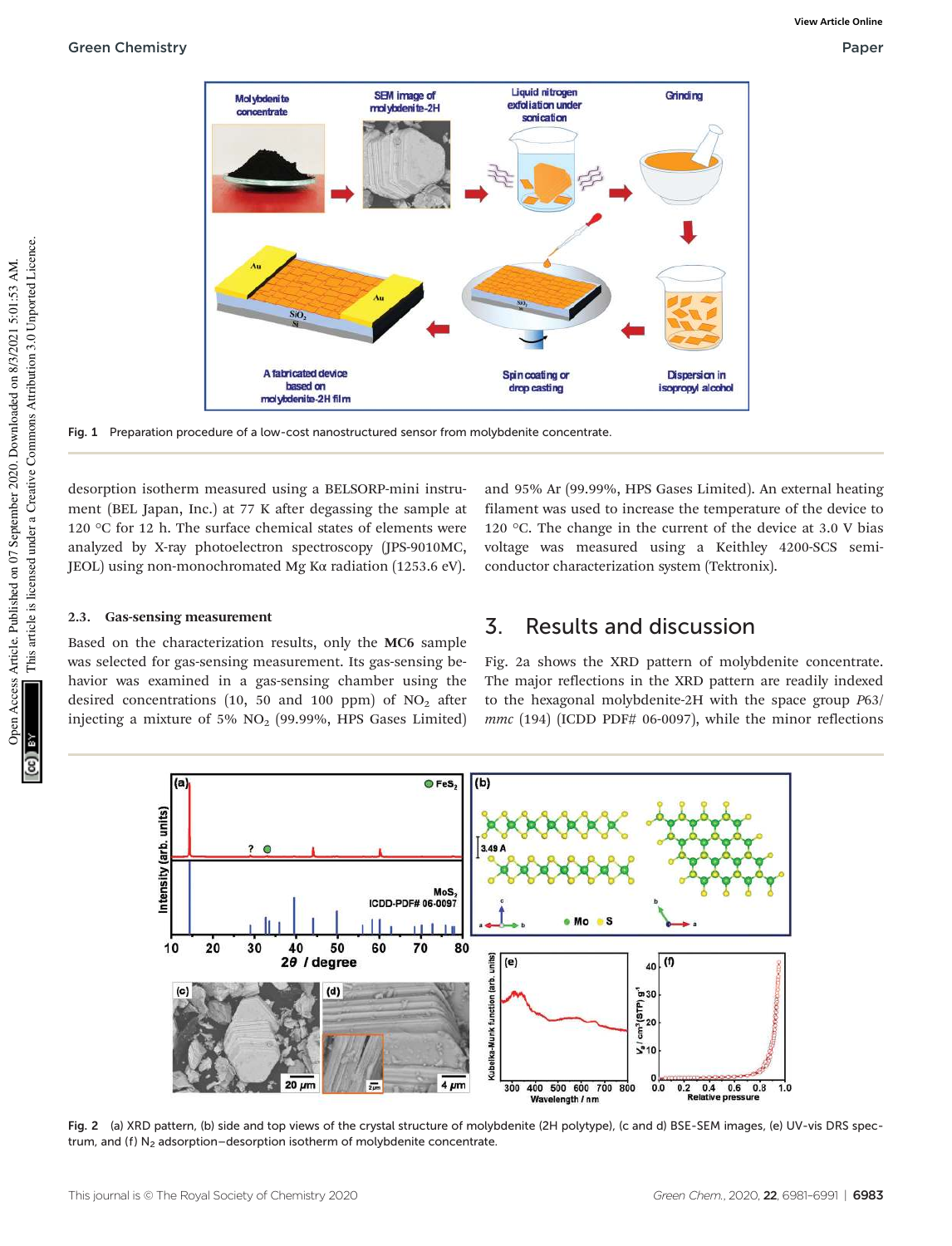Fig. 1 Preparation procedure of a low-cost nanostructured sensor from molybdenite concentrate.

desorption isotherm measured using a BELSORP-mini instrument (BEL Japan, Inc.) at 77 K after degassing the sample at 120 °C for 12 h. The surface chemical states of elements were analyzed by X-ray photoelectron spectroscopy (JPS-9010MC, JEOL) using non-monochromated Mg Kα radiation (1253.6 eV).

### 2.3. Gas-sensing measurement

Based on the characterization results, only the **MC6** sample was selected for gas-sensing measurement. Its gas-sensing behavior was examined in a gas-sensing chamber using the desired concentrations (10, 50 and 100 ppm) of $NO_2$ after injecting a mixture of 5% $NO_2$ (99.99%, HPS Gases Limited) and 95% Ar (99.99%, HPS Gases Limited). An external heating filament was used to increase the temperature of the device to 120 °C. The change in the current of the device at 3.0 V bias voltage was measured using a Keithley 4200-SCS semiconductor characterization system (Tektronix).

## 3. Results and discussion

Fig. 2a shows the XRD pattern of molybdenite concentrate. The major reflections in the XRD pattern are readily indexed to the hexagonal molybdenite-2H with the space group *P*63/*mmc* (194) (ICDD PDF# 06-0097), while the minor reflections

Fig. 2 (a) XRD pattern, (b) side and top views of the crystal structure of molybdenite (2H polytype), (c and d) BSE-SEM images, (e) UV-vis DRS spectrum, and (f) $N_2$ adsorption–desorption isotherm of molybdenite concentrate.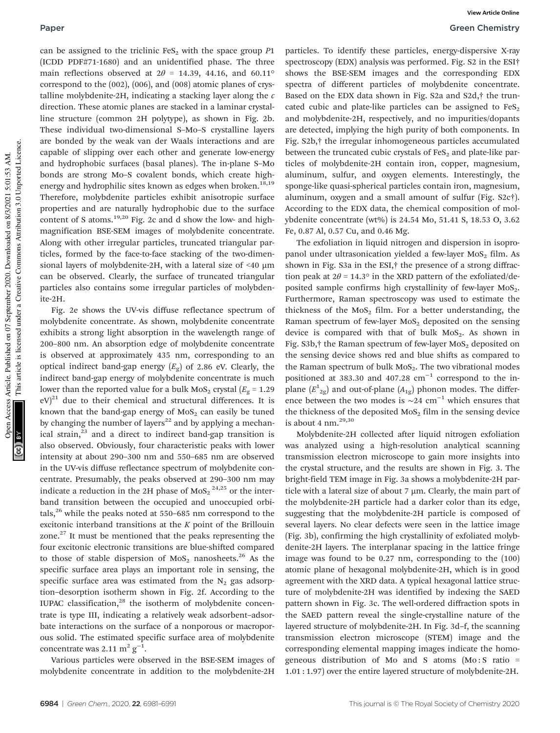can be assigned to the triclinic $FeS_2$ with the space group $P1$ (ICDD PDF#71-1680) and an unidentified phase. The three main reflections observed at $2\theta$ = 14.39, 44.16, and 60.11° correspond to the (002), (006), and (008) atomic planes of crystalline molybdenite-2H, indicating a stacking layer along the $c$ direction. These atomic planes are stacked in a laminar crystalline structure (common 2H polytype), as shown in Fig. 2b. These individual two-dimensional S–Mo–S crystalline layers are bonded by the weak van der Waals interactions and are capable of slipping over each other and generate low-energy and hydrophobic surfaces (basal planes). The in-plane S–Mo bonds are strong Mo–S covalent bonds, which create high-energy and hydrophilic sites known as edges when broken.[18,19] Therefore, molybdenite particles exhibit anisotropic surface properties and are naturally hydrophobic due to the surface content of S atoms.[19,20] Fig. 2c and d show the low- and high-magnification BSE-SEM images of molybdenite concentrate. Along with other irregular particles, truncated triangular particles, formed by the face-to-face stacking of the two-dimensional layers of molybdenite-2H, with a lateral size of <40 μm can be observed. Clearly, the surface of truncated triangular particles also contains some irregular particles of molybdenite-2H.

Fig. 2e shows the UV-vis diffuse reflectance spectrum of molybdenite concentrate. As shown, molybdenite concentrate exhibits a strong light absorption in the wavelength range of 200–800 nm. An absorption edge of molybdenite concentrate is observed at approximately 435 nm, corresponding to an optical indirect band-gap energy ($E_g$) of 2.86 eV. Clearly, the indirect band-gap energy of molybdenite concentrate is much lower than the reported value for a bulk $MoS_2$ crystal ($E_g$ = 1.29 eV)[21] due to their chemical and structural differences. It is known that the band-gap energy of $MoS_2$ can easily be tuned by changing the number of layers[22] and by applying a mechanical strain,[23] and a direct to indirect band-gap transition is also observed. Obviously, four characteristic peaks with lower intensity at about 290–300 nm and 550–685 nm are observed in the UV-vis diffuse reflectance spectrum of molybdenite concentrate. Presumably, the peaks observed at 290–300 nm may indicate a reduction in the 2H phase of $MoS_2$ [24,25] or the inter-band transition between the occupied and unoccupied orbitals,[26] while the peaks noted at 550–685 nm correspond to the excitonic interband transitions at the $K$ point of the Brillouin zone.[27] It must be mentioned that the peaks representing the four excitonic electronic transitions are blue-shifted compared to those of stable dispersion of $MoS_2$ nanosheets.[26] As the specific surface area plays an important role in sensing, the specific surface area was estimated from the $N_2$ gas adsorption–desorption isotherm shown in Fig. 2f. According to the IUPAC classification,[28] the isotherm of molybdenite concentrate is type III, indicating a relatively weak adsorbent–adsorbate interactions on the surface of a nonporous or macroporous solid. The estimated specific surface area of molybdenite concentrate was 2.11 $m^2\ g^{-1}$.

Various particles were observed in the BSE-SEM images of molybdenite concentrate in addition to the molybdenite-2H particles. To identify these particles, energy-dispersive X-ray spectroscopy (EDX) analysis was performed. Fig. S2 in the ESI† shows the BSE-SEM images and the corresponding EDX spectra of different particles of molybdenite concentrate. Based on the EDX data shown in Fig. S2a and S2d,† the truncated cubic and plate-like particles can be assigned to $FeS_2$ and molybdenite-2H, respectively, and no impurities/dopants are detected, implying the high purity of both components. In Fig. S2b,† the irregular inhomogeneous particles accumulated between the truncated cubic crystals of $FeS_2$ and plate-like particles of molybdenite-2H contain iron, copper, magnesium, aluminum, sulfur, and oxygen elements. Interestingly, the sponge-like quasi-spherical particles contain iron, magnesium, aluminum, oxygen and a small amount of sulfur (Fig. S2c†). According to the EDX data, the chemical composition of molybdenite concentrate (wt%) is 24.54 Mo, 51.41 S, 18.53 O, 3.62 Fe, 0.87 Al, 0.57 Cu, and 0.46 Mg.

The exfoliation in liquid nitrogen and dispersion in isopropanol under ultrasonication yielded a few-layer $MoS_2$ film. As shown in Fig. S3a in the ESI,† the presence of a strong diffraction peak at $2\theta$ = 14.3° in the XRD pattern of the exfoliated/deposited sample confirms high crystallinity of few-layer $MoS_2$. Furthermore, Raman spectroscopy was used to estimate the thickness of the $MoS_2$ film. For a better understanding, the Raman spectrum of few-layer $MoS_2$ deposited on the sensing device is compared with that of bulk $MoS_2$. As shown in Fig. S3b,† the Raman spectrum of few-layer $MoS_2$ deposited on the sensing device shows red and blue shifts as compared to the Raman spectrum of bulk $MoS_2$. The two vibrational modes positioned at 383.30 and 407.28 $cm^{-1}$ correspond to the in-plane ($E^1_{2g}$) and out-of-plane ($A_{1g}$) phonon modes. The difference between the two modes is ~24 $cm^{-1}$ which ensures that the thickness of the deposited $MoS_2$ film in the sensing device is about 4 nm.[29,30]

Molybdenite-2H collected after liquid nitrogen exfoliation was analyzed using a high-resolution analytical scanning transmission electron microscope to gain more insights into the crystal structure, and the results are shown in Fig. 3. The bright-field TEM image in Fig. 3a shows a molybdenite-2H particle with a lateral size of about 7 μm. Clearly, the main part of the molybdenite-2H particle had a darker color than its edge, suggesting that the molybdenite-2H particle is composed of several layers. No clear defects were seen in the lattice image (Fig. 3b), confirming the high crystallinity of exfoliated molybdenite-2H layers. The interplanar spacing in the lattice fringe image was found to be 0.27 nm, corresponding to the (100) atomic plane of hexagonal molybdenite-2H, which is in good agreement with the XRD data. A typical hexagonal lattice structure of molybdenite-2H was identified by indexing the SAED pattern shown in Fig. 3c. The well-ordered diffraction spots in the SAED pattern reveal the single-crystalline nature of the layered structure of molybdenite-2H. In Fig. 3d–f, the scanning transmission electron microscope (STEM) image and the corresponding elemental mapping images indicate the homogeneous distribution of Mo and S atoms (Mo : S ratio = 1.01 : 1.97) over the entire layered structure of molybdenite-2H.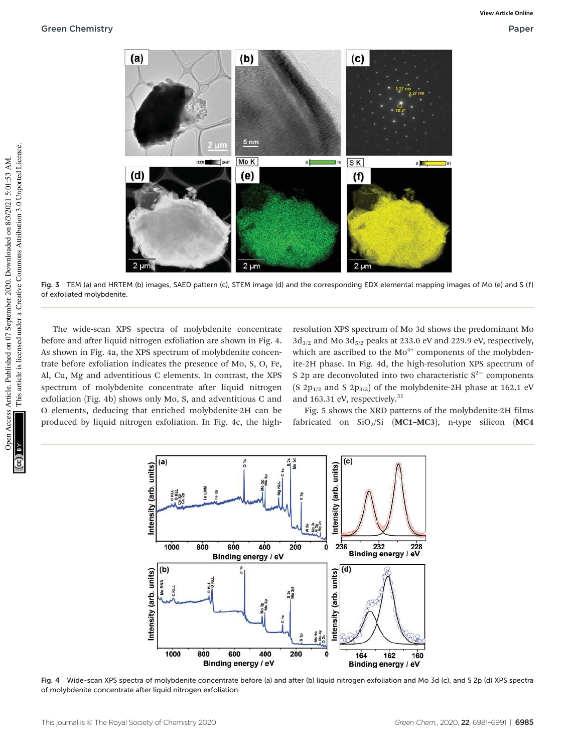Fig. 3 TEM (a) and HRTEM (b) images, SAED pattern (c), STEM image (d) and the corresponding EDX elemental mapping images of Mo (e) and S (f) of exfoliated molybdenite.

The wide-scan XPS spectra of molybdenite concentrate before and after liquid nitrogen exfoliation are shown in Fig. 4. As shown in Fig. 4a, the XPS spectrum of molybdenite concentrate before exfoliation indicates the presence of Mo, S, O, Fe, Al, Cu, Mg and adventitious C elements. In contrast, the XPS spectrum of molybdenite concentrate after liquid nitrogen exfoliation (Fig. 4b) shows only Mo, S, and adventitious C and O elements, deducing that enriched molybdenite-2H can be produced by liquid nitrogen exfoliation. In Fig. 4c, the high-resolution XPS spectrum of Mo 3d shows the predominant Mo $3d_{3/2}$ and Mo $3d_{5/2}$ peaks at 233.0 eV and 229.9 eV, respectively, which are ascribed to the $Mo^{4+}$ components of the molybdenite-2H phase. In Fig. 4d, the high-resolution XPS spectrum of S 2p are deconvoluted into two characteristic $S^{2-}$ components (S $2p_{1/2}$ and S $2p_{3/2}$) of the molybdenite-2H phase at 162.1 eV and 163.31 eV, respectively.[31]

Fig. 5 shows the XRD patterns of the molybdenite-2H films fabricated on $SiO_2$/Si (**MC1–MC3**), n-type silicon (**MC4**

Fig. 4 Wide-scan XPS spectra of molybdenite concentrate before (a) and after (b) liquid nitrogen exfoliation and Mo 3d (c), and S 2p (d) XPS spectra of molybdenite concentrate after liquid nitrogen exfoliation.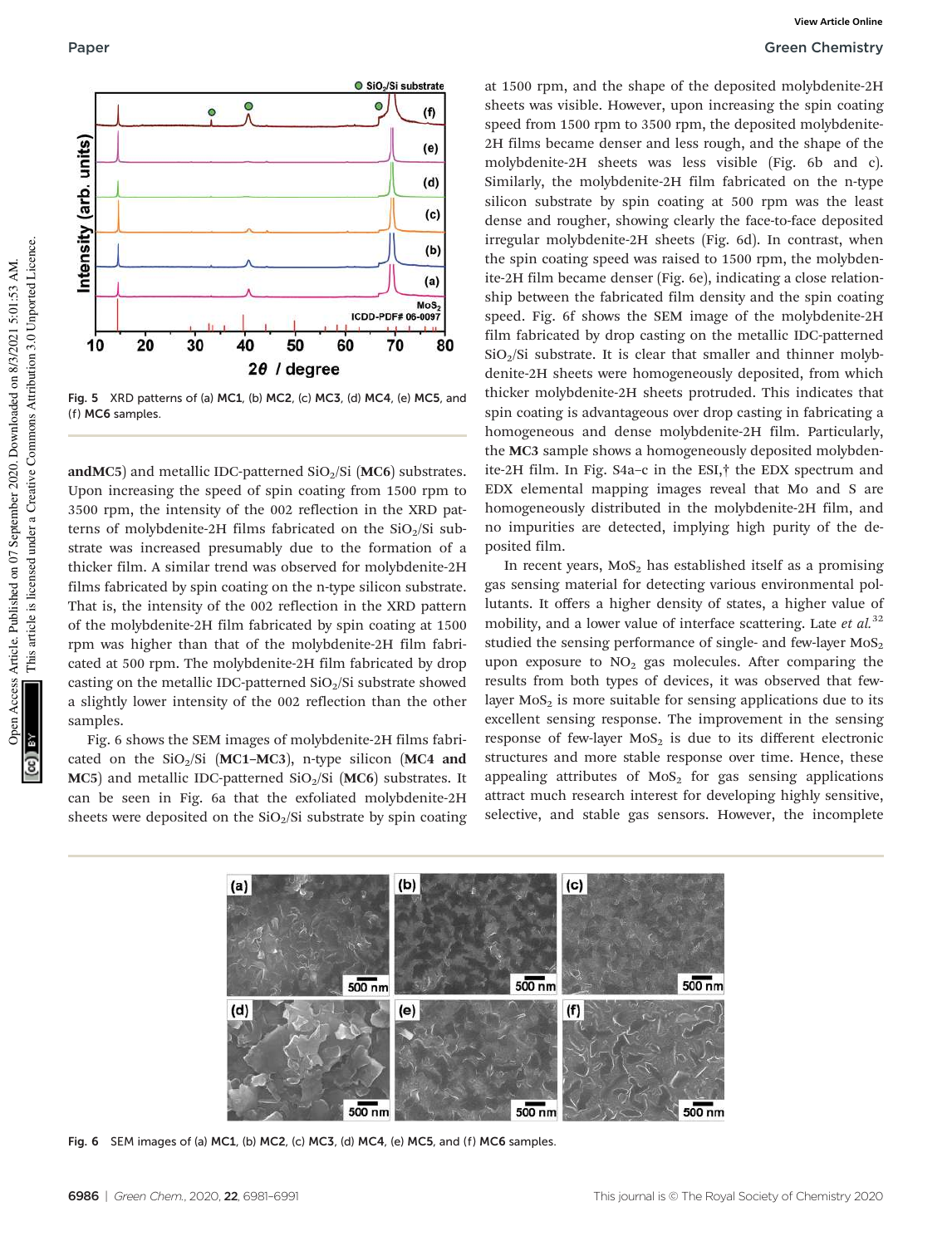Fig. 5 XRD patterns of (a) **MC1**, (b) **MC2**, (c) **MC3**, (d) **MC4**, (e) **MC5**, and (f) **MC6** samples.

**and MC5**) and metallic IDC-patterned $SiO_2$/Si (**MC6**) substrates. Upon increasing the speed of spin coating from 1500 rpm to 3500 rpm, the intensity of the 002 reflection in the XRD patterns of molybdenite-2H films fabricated on the $SiO_2$/Si substrate was increased presumably due to the formation of a thicker film. A similar trend was observed for molybdenite-2H films fabricated by spin coating on the n-type silicon substrate. That is, the intensity of the 002 reflection in the XRD pattern of the molybdenite-2H film fabricated by spin coating at 1500 rpm was higher than that of the molybdenite-2H film fabricated at 500 rpm. The molybdenite-2H film fabricated by drop casting on the metallic IDC-patterned $SiO_2$/Si substrate showed a slightly lower intensity of the 002 reflection than the other samples.

Fig. 6 shows the SEM images of molybdenite-2H films fabricated on the $SiO_2$/Si (**MC1–MC3**), n-type silicon (**MC4 and MC5**) and metallic IDC-patterned $SiO_2$/Si (**MC6**) substrates. It can be seen in Fig. 6a that the exfoliated molybdenite-2H sheets were deposited on the $SiO_2$/Si substrate by spin coating at 1500 rpm, and the shape of the deposited molybdenite-2H sheets was visible. However, upon increasing the spin coating speed from 1500 rpm to 3500 rpm, the deposited molybdenite-2H films became denser and less rough, and the shape of the molybdenite-2H sheets was less visible (Fig. 6b and c). Similarly, the molybdenite-2H film fabricated on the n-type silicon substrate by spin coating at 500 rpm was the least dense and rougher, showing clearly the face-to-face deposited irregular molybdenite-2H sheets (Fig. 6d). In contrast, when the spin coating speed was raised to 1500 rpm, the molybdenite-2H film became denser (Fig. 6e), indicating a close relationship between the fabricated film density and the spin coating speed. Fig. 6f shows the SEM image of the molybdenite-2H film fabricated by drop casting on the metallic IDC-patterned $SiO_2$/Si substrate. It is clear that smaller and thinner molybdenite-2H sheets were homogeneously deposited, from which thicker molybdenite-2H sheets protruded. This indicates that spin coating is advantageous over drop casting in fabricating a homogeneous and dense molybdenite-2H film. Particularly, the **MC3** sample shows a homogeneously deposited molybdenite-2H film. In Fig. S4a–c in the ESI,† the EDX spectrum and EDX elemental mapping images reveal that Mo and S are homogeneously distributed in the molybdenite-2H film, and no impurities are detected, implying high purity of the deposited film.

In recent years, $MoS_2$ has established itself as a promising gas sensing material for detecting various environmental pollutants. It offers a higher density of states, a higher value of mobility, and a lower value of interface scattering. Late *et al.*[32] studied the sensing performance of single- and few-layer $MoS_2$ upon exposure to $NO_2$ gas molecules. After comparing the results from both types of devices, it was observed that few-layer $MoS_2$ is more suitable for sensing applications due to its excellent sensing response. The improvement in the sensing response of few-layer $MoS_2$ is due to its different electronic structures and more stable response over time. Hence, these appealing attributes of $MoS_2$ for gas sensing applications attract much research interest for developing highly sensitive, selective, and stable gas sensors. However, the incomplete

Fig. 6 SEM images of (a) **MC1**, (b) **MC2**, (c) **MC3**, (d) **MC4**, (e) **MC5**, and (f) **MC6** samples.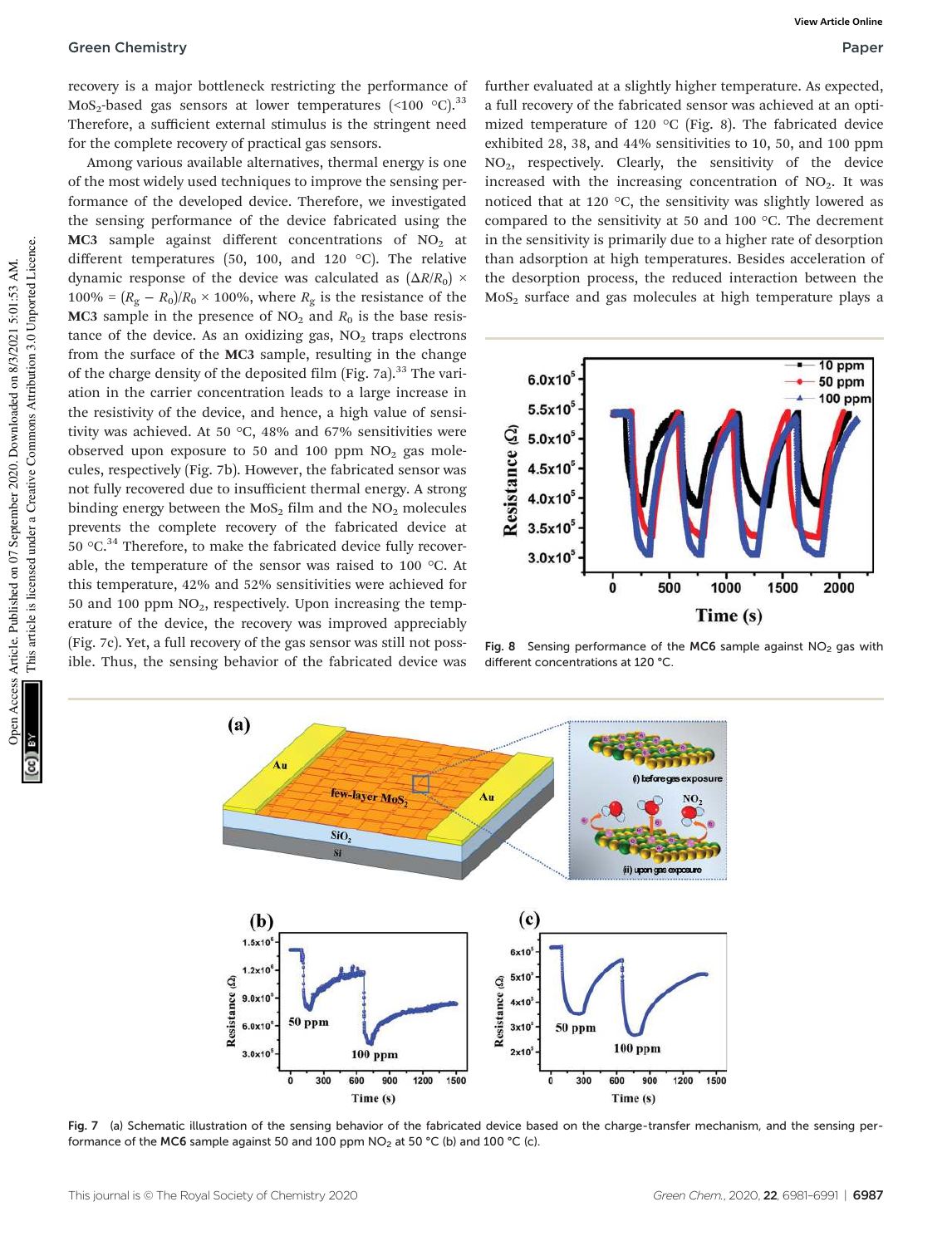recovery is a major bottleneck restricting the performance of $MoS_2$-based gas sensors at lower temperatures (<100 °C).[33] Therefore, a sufficient external stimulus is the stringent need for the complete recovery of practical gas sensors.

Among various available alternatives, thermal energy is one of the most widely used techniques to improve the sensing performance of the developed device. Therefore, we investigated the sensing performance of the device fabricated using the **MC3** sample against different concentrations of $NO_2$ at different temperatures (50, 100, and 120 °C). The relative dynamic response of the device was calculated as $(\Delta R/R_0) \times 100\% = (R_g - R_0)/R_0 \times 100\%$, where $R_g$ is the resistance of the **MC3** sample in the presence of $NO_2$ and $R_0$ is the base resistance of the device. As an oxidizing gas, $NO_2$ traps electrons from the surface of the **MC3** sample, resulting in the change of the charge density of the deposited film (Fig. 7a).[33] The variation in the carrier concentration leads to a large increase in the resistivity of the device, and hence, a high value of sensitivity was achieved. At 50 °C, 48% and 67% sensitivities were observed upon exposure to 50 and 100 ppm $NO_2$ gas molecules, respectively (Fig. 7b). However, the fabricated sensor was not fully recovered due to insufficient thermal energy. A strong binding energy between the $MoS_2$ film and the $NO_2$ molecules prevents the complete recovery of the fabricated device at 50 °C.[34] Therefore, to make the fabricated device fully recoverable, the temperature of the sensor was raised to 100 °C. At this temperature, 42% and 52% sensitivities were achieved for 50 and 100 ppm $NO_2$, respectively. Upon increasing the temperature of the device, the recovery was improved appreciably (Fig. 7c). Yet, a full recovery of the gas sensor was still not possible. Thus, the sensing behavior of the fabricated device was further evaluated at a slightly higher temperature. As expected, a full recovery of the fabricated sensor was achieved at an optimized temperature of 120 °C (Fig. 8). The fabricated device exhibited 28, 38, and 44% sensitivities to 10, 50, and 100 ppm $NO_2$, respectively. Clearly, the sensitivity of the device increased with the increasing concentration of $NO_2$. It was noticed that at 120 °C, the sensitivity was slightly lowered as compared to the sensitivity at 50 and 100 °C. The decrement in the sensitivity is primarily due to a higher rate of desorption than adsorption at high temperatures. Besides acceleration of the desorption process, the reduced interaction between the $MoS_2$ surface and gas molecules at high temperature plays a

Fig. 8 Sensing performance of the **MC6** sample against $NO_2$ gas with different concentrations at 120 °C.

Fig. 7 (a) Schematic illustration of the sensing behavior of the fabricated device based on the charge-transfer mechanism, and the sensing performance of the **MC6** sample against 50 and 100 ppm $NO_2$ at 50 °C (b) and 100 °C (c).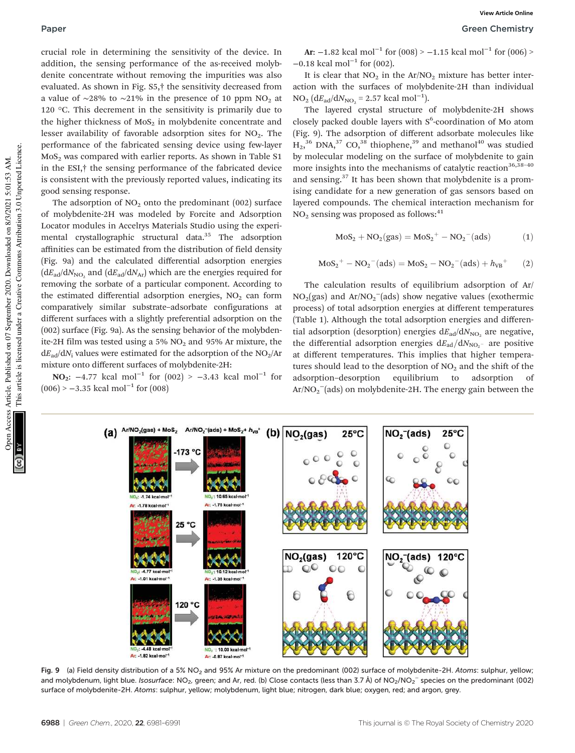crucial role in determining the sensitivity of the device. In addition, the sensing performance of the as-received molybdenite concentrate without removing the impurities was also evaluated. As shown in Fig. S5,† the sensitivity decreased from a value of ~28% to ~21% in the presence of 10 ppm $NO_2$ at 120 °C. This decrement in the sensitivity is primarily due to the higher thickness of $MoS_2$ in molybdenite concentrate and lesser availability of favorable adsorption sites for $NO_2$. The performance of the fabricated sensing device using few-layer $MoS_2$ was compared with earlier reports. As shown in Table S1 in the ESI,† the sensing performance of the fabricated device is consistent with the previously reported values, indicating its good sensing response.

The adsorption of $NO_2$ onto the predominant (002) surface of molybdenite-2H was modeled by Forcite and Adsorption Locator modules in Accelrys Materials Studio using the experimental crystallographic structural data.[35] The adsorption affinities can be estimated from the distribution of field density (Fig. 9a) and the calculated differential adsorption energies ($dE_{ad}/dN_{NO_2}$ and ($dE_{ad}/dN_{Ar}$) which are the energies required for removing the sorbate of a particular component. According to the estimated differential adsorption energies, $NO_2$ can form comparatively similar substrate–adsorbate configurations at different surfaces with a slightly preferential adsorption on the (002) surface (Fig. 9a). As the sensing behavior of the molybdenite-2H film was tested using a 5% $NO_2$ and 95% Ar mixture, the $dE_{ad}/dN_i$ values were estimated for the adsorption of the $NO_2$/Ar mixture onto different surfaces of molybdenite-2H:

**$NO_2$:** −4.77 kcal mol$^{-1}$ for (002) > −3.43 kcal mol$^{-1}$ for (006) > −3.35 kcal mol$^{-1}$ for (008)

**Ar:** −1.82 kcal mol$^{-1}$ for (008) > −1.15 kcal mol$^{-1}$ for (006) > −0.18 kcal mol$^{-1}$ for (002).

It is clear that $NO_2$ in the Ar/$NO_2$ mixture has better interaction with the surfaces of molybdenite-2H than individual $NO_2$ ($dE_{ad}/dN_{NO_2}$ = 2.57 kcal mol$^{-1}$).

The layered crystal structure of molybdenite-2H shows closely packed double layers with $S^6$-coordination of Mo atom (Fig. 9). The adsorption of different adsorbate molecules like $H_2$,[36] DNA,[37] CO,[38] thiophene,[39] and methanol[40] was studied by molecular modeling on the surface of molybdenite to gain more insights into the mechanisms of catalytic reaction[36,38–40] and sensing.[37] It has been shown that molybdenite is a promising candidate for a new generation of gas sensors based on layered compounds. The chemical interaction mechanism for $NO_2$ sensing was proposed as follows:[41]

$$MoS_2 + NO_2(\text{gas}) = MoS_2^+ - NO_2^-(\text{ads}) \tag{1}$$

$$MoS_2^+ - NO_2^-(\text{ads}) = MoS_2 - NO_2^-(\text{ads}) + h_{VB}^+ \tag{2}$$

The calculation results of equilibrium adsorption of Ar/$NO_2$(gas) and Ar/$NO_2^-$(ads) show negative values (exothermic process) of total adsorption energies at different temperatures (Table 1). Although the total adsorption energies and differential adsorption (desorption) energies $dE_{ad}/dN_{NO_2}$ are negative, the differential adsorption energies $dE_{ad}/dN_{NO_2^-}$ are positive at different temperatures. This implies that higher temperatures should lead to the desorption of $NO_2$ and the shift of the adsorption–desorption equilibrium to adsorption of Ar/$NO_2^-$(ads) on molybdenite-2H. The energy gain between the

Fig. 9 (a) Field density distribution of a 5% $NO_2$ and 95% Ar mixture on the predominant (002) surface of molybdenite-2H. *Atoms*: sulphur, yellow; and molybdenum, light blue. *Isosurface*: $NO_2$, green; and Ar, red. (b) Close contacts (less than 3.7 Å) of $NO_2$/$NO_2^-$ species on the predominant (002) surface of molybdenite-2H. *Atoms*: sulphur, yellow; molybdenum, light blue; nitrogen, dark blue; oxygen, red; and argon, grey.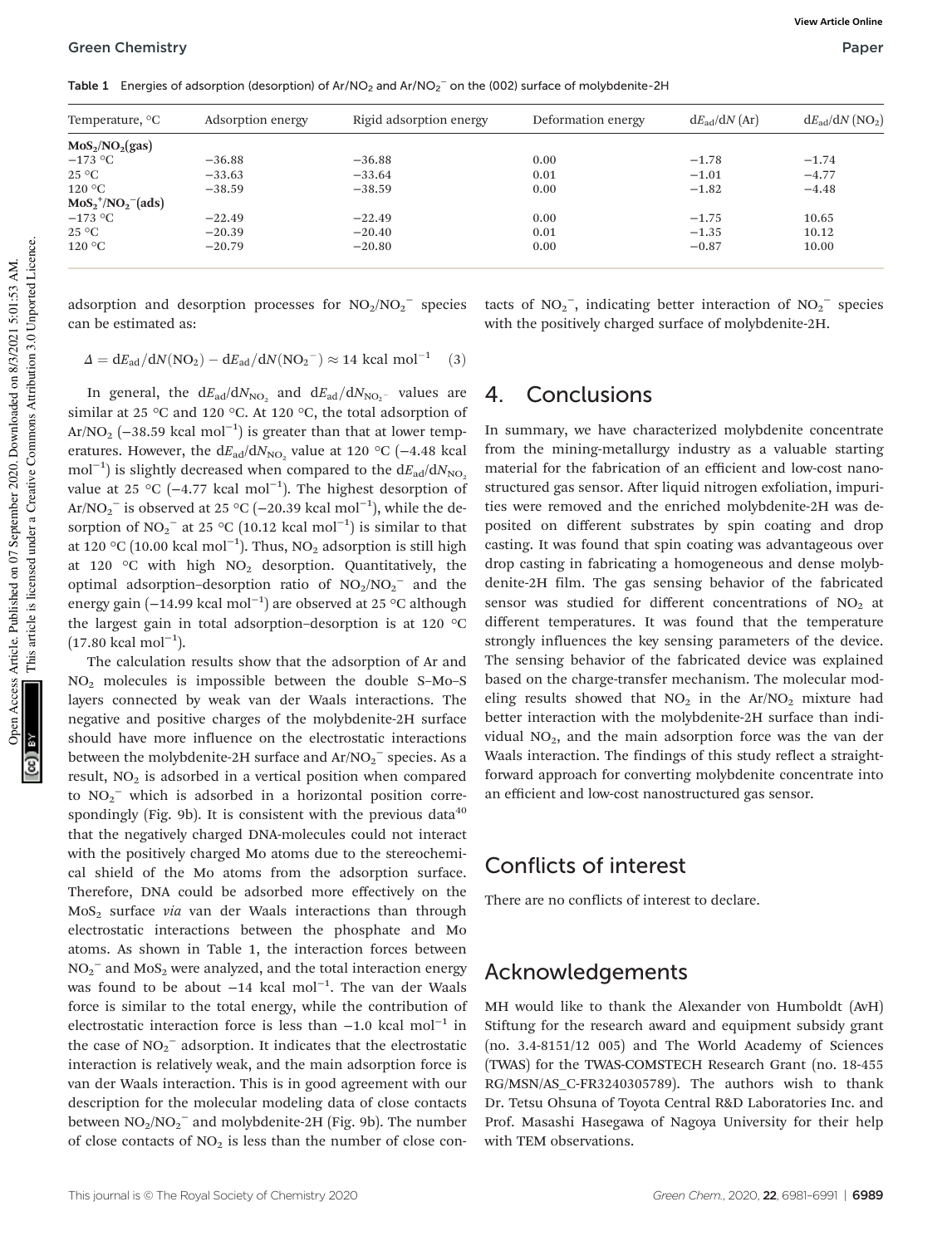Table 1 Energies of adsorption (desorption) of Ar/$NO_2$ and Ar/$NO_2^-$ on the (002) surface of molybdenite-2H

| Temperature, °C | Adsorption energy | Rigid adsorption energy | Deformation energy | $dE_{ad}/dN$ (Ar) | $dE_{ad}/dN$ ($NO_2$) |
|---|---|---|---|---|---|
| **$MoS_2$/$NO_2$(gas)** | | | | | |
| −173 °C | −36.88 | −36.88 | 0.00 | −1.78 | −1.74 |
| 25 °C | −33.63 | −33.64 | 0.01 | −1.01 | −4.77 |
| 120 °C | −38.59 | −38.59 | 0.00 | −1.82 | −4.48 |
| **$MoS_2^+$/$NO_2^-$(ads)** | | | | | |
| −173 °C | −22.49 | −22.49 | 0.00 | −1.75 | 10.65 |
| 25 °C | −20.39 | −20.40 | 0.01 | −1.35 | 10.12 |
| 120 °C | −20.79 | −20.80 | 0.00 | −0.87 | 10.00 |

adsorption and desorption processes for $NO_2$/$NO_2^-$ species can be estimated as:

$$\Delta = dE_{ad}/dN(NO_2) - dE_{ad}/dN(NO_2^-) \approx 14 \text{ kcal mol}^{-1} \quad (3)$$

In general, the $dE_{ad}/dN_{NO_2}$ and $dE_{ad}/dN_{NO_2^-}$ values are similar at 25 °C and 120 °C. At 120 °C, the total adsorption of Ar/$NO_2$ (−38.59 kcal $mol^{-1}$) is greater than that at lower temperatures. However, the $dE_{ad}/dN_{NO_2}$ value at 120 °C (−4.48 kcal $mol^{-1}$) is slightly decreased when compared to the $dE_{ad}/dN_{NO_2}$ value at 25 °C (−4.77 kcal $mol^{-1}$). The highest desorption of Ar/$NO_2^-$ is observed at 25 °C (−20.39 kcal $mol^{-1}$), while the desorption of $NO_2^-$ at 25 °C (10.12 kcal $mol^{-1}$) is similar to that at 120 °C (10.00 kcal $mol^{-1}$). Thus, $NO_2$ adsorption is still high at 120 °C with high $NO_2$ desorption. Quantitatively, the optimal adsorption–desorption ratio of $NO_2$/$NO_2^-$ and the energy gain (−14.99 kcal $mol^{-1}$) are observed at 25 °C although the largest gain in total adsorption–desorption is at 120 °C (17.80 kcal $mol^{-1}$).

The calculation results show that the adsorption of Ar and $NO_2$ molecules is impossible between the double S–Mo–S layers connected by weak van der Waals interactions. The negative and positive charges of the molybdenite-2H surface should have more influence on the electrostatic interactions between the molybdenite-2H surface and Ar/$NO_2^-$ species. As a result, $NO_2$ is adsorbed in a vertical position when compared to $NO_2^-$ which is adsorbed in a horizontal position correspondingly (Fig. 9b). It is consistent with the previous data[40] that the negatively charged DNA-molecules could not interact with the positively charged Mo atoms due to the stereochemical shield of the Mo atoms from the adsorption surface. Therefore, DNA could be adsorbed more effectively on the $MoS_2$ surface *via* van der Waals interactions than through electrostatic interactions between the phosphate and Mo atoms. As shown in Table 1, the interaction forces between $NO_2^-$ and $MoS_2$ were analyzed, and the total interaction energy was found to be about −14 kcal $mol^{-1}$. The van der Waals force is similar to the total energy, while the contribution of electrostatic interaction force is less than −1.0 kcal $mol^{-1}$ in the case of $NO_2^-$ adsorption. It indicates that the electrostatic interaction is relatively weak, and the main adsorption force is van der Waals interaction. This is in good agreement with our description for the molecular modeling data of close contacts between $NO_2$/$NO_2^-$ and molybdenite-2H (Fig. 9b). The number of close contacts of $NO_2$ is less than the number of close contacts of $NO_2^-$, indicating better interaction of $NO_2^-$ species with the positively charged surface of molybdenite-2H.

## 4. Conclusions

In summary, we have characterized molybdenite concentrate from the mining-metallurgy industry as a valuable starting material for the fabrication of an efficient and low-cost nanostructured gas sensor. After liquid nitrogen exfoliation, impurities were removed and the enriched molybdenite-2H was deposited on different substrates by spin coating and drop casting. It was found that spin coating was advantageous over drop casting in fabricating a homogeneous and dense molybdenite-2H film. The gas sensing behavior of the fabricated sensor was studied for different concentrations of $NO_2$ at different temperatures. It was found that the temperature strongly influences the key sensing parameters of the device. The sensing behavior of the fabricated device was explained based on the charge-transfer mechanism. The molecular modeling results showed that $NO_2$ in the Ar/$NO_2$ mixture had better interaction with the molybdenite-2H surface than individual $NO_2$, and the main adsorption force was the van der Waals interaction. The findings of this study reflect a straightforward approach for converting molybdenite concentrate into an efficient and low-cost nanostructured gas sensor.

## Conflicts of interest

There are no conflicts of interest to declare.

## Acknowledgements

MH would like to thank the Alexander von Humboldt (AvH) Stiftung for the research award and equipment subsidy grant (no. 3.4-8151/12 005) and The World Academy of Sciences (TWAS) for the TWAS-COMSTECH Research Grant (no. 18-455 RG/MSN/AS_C-FR3240305789). The authors wish to thank Dr. Tetsu Ohsuna of Toyota Central R&D Laboratories Inc. and Prof. Masashi Hasegawa of Nagoya University for their help with TEM observations.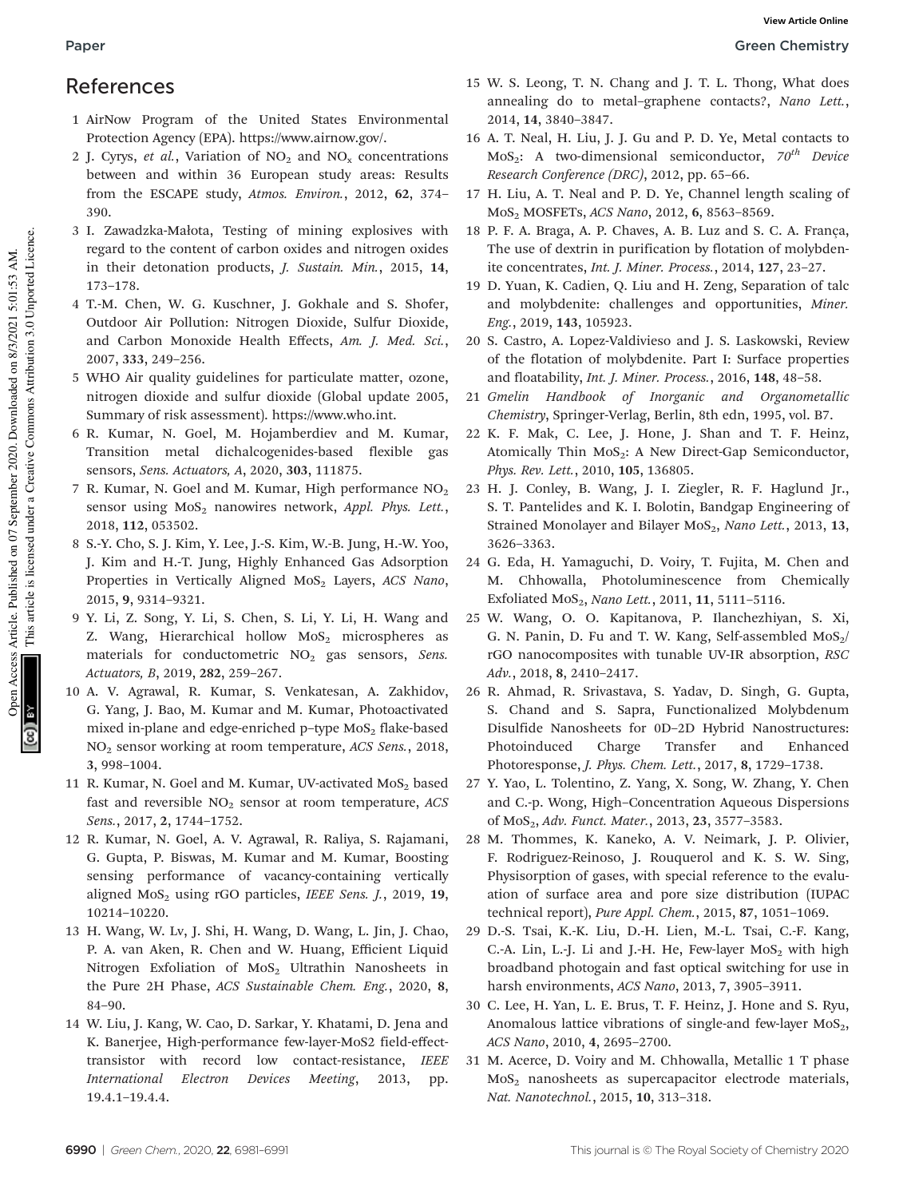## References

1 AirNow Program of the United States Environmental Protection Agency (EPA). https://www.airnow.gov/.

2 J. Cyrys, *et al.*, Variation of $NO_2$ and $NO_x$ concentrations between and within 36 European study areas: Results from the ESCAPE study, *Atmos. Environ.*, 2012, **62**, 374–390.

3 I. Zawadzka-Małota, Testing of mining explosives with regard to the content of carbon oxides and nitrogen oxides in their detonation products, *J. Sustain. Min.*, 2015, **14**, 173–178.

4 T.-M. Chen, W. G. Kuschner, J. Gokhale and S. Shofer, Outdoor Air Pollution: Nitrogen Dioxide, Sulfur Dioxide, and Carbon Monoxide Health Effects, *Am. J. Med. Sci.*, 2007, **333**, 249–256.

5 WHO Air quality guidelines for particulate matter, ozone, nitrogen dioxide and sulfur dioxide (Global update 2005, Summary of risk assessment). https://www.who.int.

6 R. Kumar, N. Goel, M. Hojamberdiev and M. Kumar, Transition metal dichalcogenides-based flexible gas sensors, *Sens. Actuators, A*, 2020, **303**, 111875.

7 R. Kumar, N. Goel and M. Kumar, High performance $NO_2$ sensor using $MoS_2$ nanowires network, *Appl. Phys. Lett.*, 2018, **112**, 053502.

8 S.-Y. Cho, S. J. Kim, Y. Lee, J.-S. Kim, W.-B. Jung, H.-W. Yoo, J. Kim and H.-T. Jung, Highly Enhanced Gas Adsorption Properties in Vertically Aligned $MoS_2$ Layers, *ACS Nano*, 2015, **9**, 9314–9321.

9 Y. Li, Z. Song, Y. Li, S. Chen, S. Li, Y. Li, H. Wang and Z. Wang, Hierarchical hollow $MoS_2$ microspheres as materials for conductometric $NO_2$ gas sensors, *Sens. Actuators, B*, 2019, **282**, 259–267.

10 A. V. Agrawal, R. Kumar, S. Venkatesan, A. Zakhidov, G. Yang, J. Bao, M. Kumar and M. Kumar, Photoactivated mixed in-plane and edge-enriched p–type $MoS_2$ flake-based $NO_2$ sensor working at room temperature, *ACS Sens.*, 2018, **3**, 998–1004.

11 R. Kumar, N. Goel and M. Kumar, UV-activated $MoS_2$ based fast and reversible $NO_2$ sensor at room temperature, *ACS Sens.*, 2017, **2**, 1744–1752.

12 R. Kumar, N. Goel, A. V. Agrawal, R. Raliya, S. Rajamani, G. Gupta, P. Biswas, M. Kumar and M. Kumar, Boosting sensing performance of vacancy-containing vertically aligned $MoS_2$ using rGO particles, *IEEE Sens. J.*, 2019, **19**, 10214–10220.

13 H. Wang, W. Lv, J. Shi, H. Wang, D. Wang, L. Jin, J. Chao, P. A. van Aken, R. Chen and W. Huang, Efficient Liquid Nitrogen Exfoliation of $MoS_2$ Ultrathin Nanosheets in the Pure 2H Phase, *ACS Sustainable Chem. Eng.*, 2020, **8**, 84–90.

14 W. Liu, J. Kang, W. Cao, D. Sarkar, Y. Khatami, D. Jena and K. Banerjee, High-performance few-layer-MoS2 field-effect-transistor with record low contact-resistance, *IEEE International Electron Devices Meeting*, 2013, pp. 19.4.1–19.4.4.

15 W. S. Leong, T. N. Chang and J. T. L. Thong, What does annealing do to metal–graphene contacts?, *Nano Lett.*, 2014, **14**, 3840–3847.

16 A. T. Neal, H. Liu, J. J. Gu and P. D. Ye, Metal contacts to $MoS_2$: A two-dimensional semiconductor, *70th Device Research Conference (DRC)*, 2012, pp. 65–66.

17 H. Liu, A. T. Neal and P. D. Ye, Channel length scaling of $MoS_2$ MOSFETs, *ACS Nano*, 2012, **6**, 8563–8569.

18 P. F. A. Braga, A. P. Chaves, A. B. Luz and S. C. A. França, The use of dextrin in purification by flotation of molybdenite concentrates, *Int. J. Miner. Process.*, 2014, **127**, 23–27.

19 D. Yuan, K. Cadien, Q. Liu and H. Zeng, Separation of talc and molybdenite: challenges and opportunities, *Miner. Eng.*, 2019, **143**, 105923.

20 S. Castro, A. Lopez-Valdivieso and J. S. Laskowski, Review of the flotation of molybdenite. Part I: Surface properties and floatability, *Int. J. Miner. Process.*, 2016, **148**, 48–58.

21 *Gmelin Handbook of Inorganic and Organometallic Chemistry*, Springer-Verlag, Berlin, 8th edn, 1995, vol. B7.

22 K. F. Mak, C. Lee, J. Hone, J. Shan and T. F. Heinz, Atomically Thin $MoS_2$: A New Direct-Gap Semiconductor, *Phys. Rev. Lett.*, 2010, **105**, 136805.

23 H. J. Conley, B. Wang, J. I. Ziegler, R. F. Haglund Jr., S. T. Pantelides and K. I. Bolotin, Bandgap Engineering of Strained Monolayer and Bilayer $MoS_2$, *Nano Lett.*, 2013, **13**, 3626–3363.

24 G. Eda, H. Yamaguchi, D. Voiry, T. Fujita, M. Chen and M. Chhowalla, Photoluminescence from Chemically Exfoliated $MoS_2$, *Nano Lett.*, 2011, **11**, 5111–5116.

25 W. Wang, O. O. Kapitanova, P. Ilanchezhiyan, S. Xi, G. N. Panin, D. Fu and T. W. Kang, Self-assembled $MoS_2$/rGO nanocomposites with tunable UV-IR absorption, *RSC Adv.*, 2018, **8**, 2410–2417.

26 R. Ahmad, R. Srivastava, S. Yadav, D. Singh, G. Gupta, S. Chand and S. Sapra, Functionalized Molybdenum Disulfide Nanosheets for 0D–2D Hybrid Nanostructures: Photoinduced Charge Transfer and Enhanced Photoresponse, *J. Phys. Chem. Lett.*, 2017, **8**, 1729–1738.

27 Y. Yao, L. Tolentino, Z. Yang, X. Song, W. Zhang, Y. Chen and C.-p. Wong, High–Concentration Aqueous Dispersions of $MoS_2$, *Adv. Funct. Mater.*, 2013, **23**, 3577–3583.

28 M. Thommes, K. Kaneko, A. V. Neimark, J. P. Olivier, F. Rodriguez-Reinoso, J. Rouquerol and K. S. W. Sing, Physisorption of gases, with special reference to the evaluation of surface area and pore size distribution (IUPAC technical report), *Pure Appl. Chem.*, 2015, **87**, 1051–1069.

29 D.-S. Tsai, K.-K. Liu, D.-H. Lien, M.-L. Tsai, C.-F. Kang, C.-A. Lin, L.-J. Li and J.-H. He, Few-layer $MoS_2$ with high broadband photogain and fast optical switching for use in harsh environments, *ACS Nano*, 2013, **7**, 3905–3911.

30 C. Lee, H. Yan, L. E. Brus, T. F. Heinz, J. Hone and S. Ryu, Anomalous lattice vibrations of single-and few-layer $MoS_2$, *ACS Nano*, 2010, **4**, 2695–2700.

31 M. Acerce, D. Voiry and M. Chhowalla, Metallic 1 T phase $MoS_2$ nanosheets as supercapacitor electrode materials, *Nat. Nanotechnol.*, 2015, **10**, 313–318.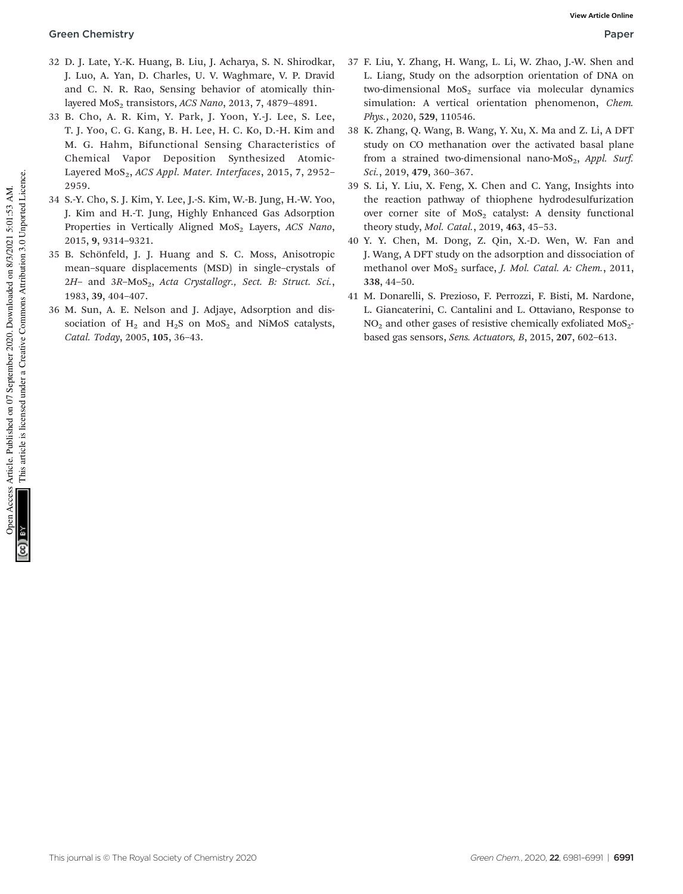32 D. J. Late, Y.-K. Huang, B. Liu, J. Acharya, S. N. Shirodkar, J. Luo, A. Yan, D. Charles, U. V. Waghmare, V. P. Dravid and C. N. R. Rao, Sensing behavior of atomically thin-layered $MoS_2$ transistors, *ACS Nano*, 2013, **7**, 4879–4891.

33 B. Cho, A. R. Kim, Y. Park, J. Yoon, Y.-J. Lee, S. Lee, T. J. Yoo, C. G. Kang, B. H. Lee, H. C. Ko, D.-H. Kim and M. G. Hahm, Bifunctional Sensing Characteristics of Chemical Vapor Deposition Synthesized Atomic-Layered $MoS_2$, *ACS Appl. Mater. Interfaces*, 2015, **7**, 2952–2959.

34 S.-Y. Cho, S. J. Kim, Y. Lee, J.-S. Kim, W.-B. Jung, H.-W. Yoo, J. Kim and H.-T. Jung, Highly Enhanced Gas Adsorption Properties in Vertically Aligned $MoS_2$ Layers, *ACS Nano*, 2015, **9**, 9314–9321.

35 B. Schönfeld, J. J. Huang and S. C. Moss, Anisotropic mean–square displacements (MSD) in single–crystals of 2*H*– and 3*R*–$MoS_2$, *Acta Crystallogr., Sect. B: Struct. Sci.*, 1983, **39**, 404–407.

36 M. Sun, A. E. Nelson and J. Adjaye, Adsorption and dissociation of $H_2$ and $H_2S$ on $MoS_2$ and NiMoS catalysts, *Catal. Today*, 2005, **105**, 36–43.

37 F. Liu, Y. Zhang, H. Wang, L. Li, W. Zhao, J.-W. Shen and L. Liang, Study on the adsorption orientation of DNA on two-dimensional $MoS_2$ surface via molecular dynamics simulation: A vertical orientation phenomenon, *Chem. Phys.*, 2020, **529**, 110546.

38 K. Zhang, Q. Wang, B. Wang, Y. Xu, X. Ma and Z. Li, A DFT study on CO methanation over the activated basal plane from a strained two-dimensional nano-$MoS_2$, *Appl. Surf. Sci.*, 2019, **479**, 360–367.

39 S. Li, Y. Liu, X. Feng, X. Chen and C. Yang, Insights into the reaction pathway of thiophene hydrodesulfurization over corner site of $MoS_2$ catalyst: A density functional theory study, *Mol. Catal.*, 2019, **463**, 45–53.

40 Y. Y. Chen, M. Dong, Z. Qin, X.-D. Wen, W. Fan and J. Wang, A DFT study on the adsorption and dissociation of methanol over $MoS_2$ surface, *J. Mol. Catal. A: Chem.*, 2011, **338**, 44–50.

41 M. Donarelli, S. Prezioso, F. Perrozzi, F. Bisti, M. Nardone, L. Giancaterini, C. Cantalini and L. Ottaviano, Response to $NO_2$ and other gases of resistive chemically exfoliated $MoS_2$-based gas sensors, *Sens. Actuators, B*, 2015, **207**, 602–613.